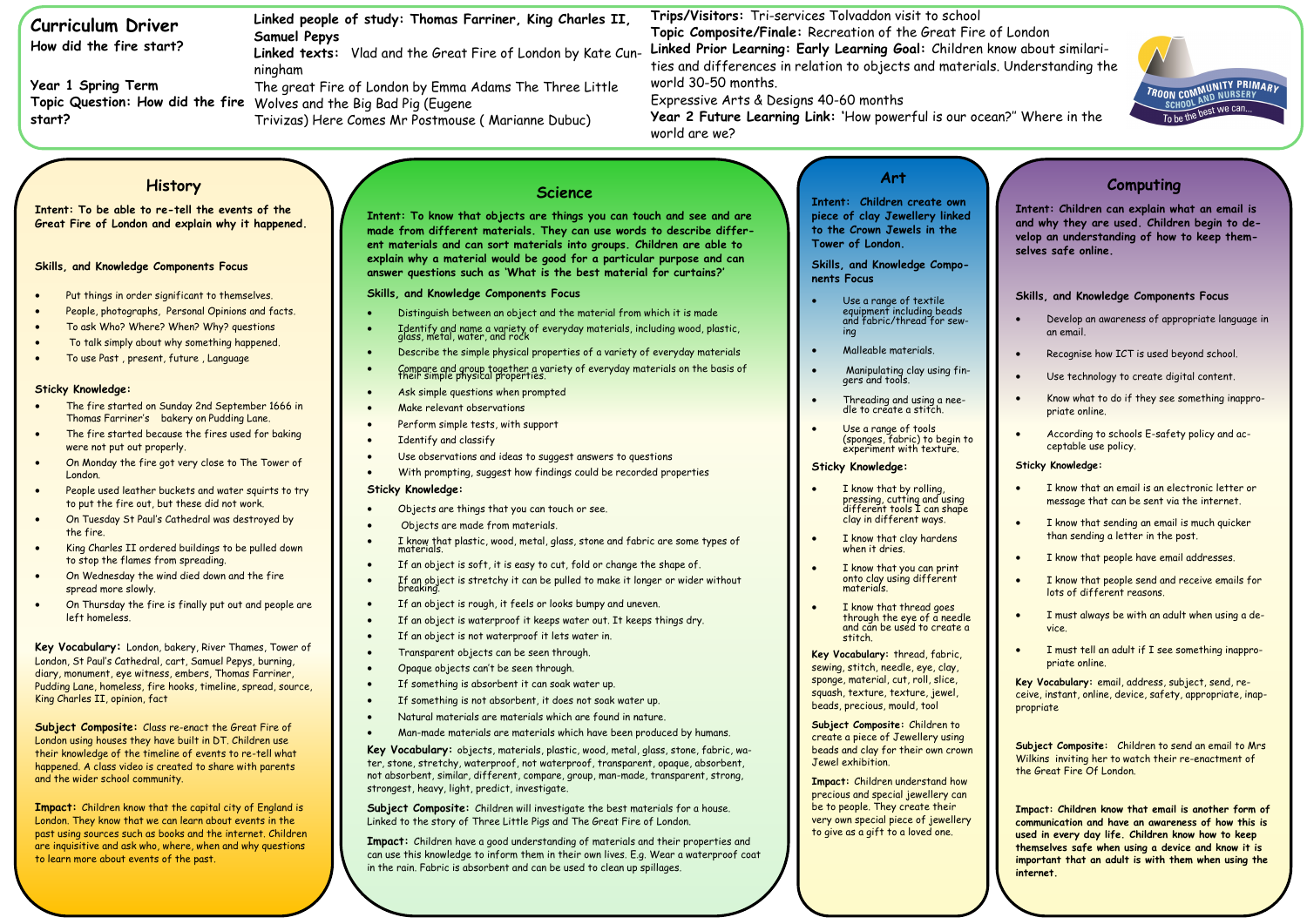## Curriculum Driver

**How did the fire start?**

**Year 1 Spring Term**

**Topic Question: How did the fire start?**

**Linked people of study: Thomas Farriner, King Charles II, Samuel Pepys**

**Linked texts:** Vlad and the Great Fire of London by Kate Cunningham

The great Fire of London by Emma Adams The Three Little Wolves and the Big Bad Pig (Eugene Trivizas) Here Comes Mr Postmouse ( Marianne Dubuc)

**Trips/Visitors:** Tri-services Tolvaddon visit to school

**Topic Composite/Finale:** Recreation of the Great Fire of London

**Linked Prior Learning: Early Learning Goal:** Children know about similarities and differences in relation to objects and materials. Understanding the world 30-50 months.

Expressive Arts & Designs 40-60 months

**Year 2 Future Learning Link:** 'How powerful is our ocean?'' Where in the world are we?

TROON COMMUNITY PRIMARY SCHOOL AND NURSERY — To be the best we can...

## History

**Intent: To be able to re-tell the events of the Great Fire of London and explain why it happened.**

**Skills, and Knowledge Components Focus**

- Put things in order significant to themselves.
- People, photographs, Personal Opinions and facts.
- To ask Who? Where? When? Why? questions
- To talk simply about why something happened.
- To use Past , present, future , Language

**Sticky Knowledge:**

- The fire started on Sunday 2nd September 1666 in Thomas Farriner's bakery on Pudding Lane.
- The fire started because the fires used for baking were not put out properly.
- On Monday the fire got very close to The Tower of London.
- People used leather buckets and water squirts to try to put the fire out, but these did not work.
- On Tuesday St Paul's Cathedral was destroyed by the fire.
- King Charles II ordered buildings to be pulled down to stop the flames from spreading.
- On Wednesday the wind died down and the fire spread more slowly.
- On Thursday the fire is finally put out and people are left homeless.

**Key Vocabulary:** London, bakery, River Thames, Tower of London, St Paul's Cathedral, cart, Samuel Pepys, burning, diary, monument, eye witness, embers, Thomas Farriner, Pudding Lane, homeless, fire hooks, timeline, spread, source, King Charles II, opinion, fact

**Subject Composite:** Class re-enact the Great Fire of London using houses they have built in DT. Children use their knowledge of the timeline of events to re-tell what happened. A class video is created to share with parents and the wider school community.

**Impact:** Children know that the capital city of England is London. They know that we can learn about events in the past using sources such as books and the internet. Children are inquisitive and ask who, where, when and why questions to learn more about events of the past.

## Science

**Intent: To know that objects are things you can touch and see and are made from different materials. They can use words to describe different materials and can sort materials into groups. Children are able to explain why a material would be good for a particular purpose and can answer questions such as 'What is the best material for curtains?'**

**Skills, and Knowledge Components Focus**

- Distinguish between an object and the material from which it is made
- Identify and name a variety of everyday materials, including wood, plastic, glass, metal, water, and rock
- Describe the simple physical properties of a variety of everyday materials
- Compare and group together a variety of everyday materials on the basis of their simple physical properties.
- Ask simple questions when prompted
- Make relevant observations
- Perform simple tests, with support
- Identify and classify
- Use observations and ideas to suggest answers to questions
- With prompting, suggest how findings could be recorded properties

**Sticky Knowledge:**

- Objects are things that you can touch or see.
- Objects are made from materials.
- I know that plastic, wood, metal, glass, stone and fabric are some types of materials.
- If an object is soft, it is easy to cut, fold or change the shape of.
- If an object is stretchy it can be pulled to make it longer or wider without breaking.
- If an object is rough, it feels or looks bumpy and uneven.
- If an object is waterproof it keeps water out. It keeps things dry.
- If an object is not waterproof it lets water in.
- Transparent objects can be seen through.
- Opaque objects can't be seen through.
- If something is absorbent it can soak water up.
- If something is not absorbent, it does not soak water up.
- Natural materials are materials which are found in nature.
- Man-made materials are materials which have been produced by humans.

**Key Vocabulary:** objects, materials, plastic, wood, metal, glass, stone, fabric, water, stone, stretchy, waterproof, not waterproof, transparent, opaque, absorbent, not absorbent, similar, different, compare, group, man-made, transparent, strong, strongest, heavy, light, predict, investigate.

**Subject Composite:** Children will investigate the best materials for a house. Linked to the story of Three Little Pigs and The Great Fire of London.

**Impact:** Children have a good understanding of materials and their properties and can use this knowledge to inform them in their own lives. E.g. Wear a waterproof coat in the rain. Fabric is absorbent and can be used to clean up spillages.

## Art

**Intent: Children create own piece of clay Jewellery linked to the Crown Jewels in the Tower of London.**

**Skills, and Knowledge Components Focus**

- Use a range of textile equipment including beads and fabric/thread for sewing
- Malleable materials.
- Manipulating clay using fingers and tools.
- Threading and using a needle to create a stitch.
- Use a range of tools (sponges, fabric) to begin to experiment with texture.

**Sticky Knowledge:**

- I know that by rolling, pressing, cutting and using different tools I can shape clay in different ways.
- I know that clay hardens when it dries.
- I know that you can print onto clay using different materials.
- I know that thread goes through the eye of a needle and can be used to create a stitch.

**Key Vocabulary:** thread, fabric, sewing, stitch, needle, eye, clay, sponge, material, cut, roll, slice, squash, texture, texture, jewel, beads, precious, mould, tool

**Subject Composite:** Children to create a piece of Jewellery using beads and clay for their own crown Jewel exhibition.

**Impact:** Children understand how precious and special jewellery can be to people. They create their very own special piece of jewellery to give as a gift to a loved one.

## Computing

**Intent: Children can explain what an email is and why they are used. Children begin to develop an understanding of how to keep themselves safe online.**

**Skills, and Knowledge Components Focus**

- Develop an awareness of appropriate language in an email.
- Recognise how ICT is used beyond school.
- Use technology to create digital content.
- Know what to do if they see something inappropriate online.
- According to schools E-safety policy and acceptable use policy.

**Sticky Knowledge:**

- I know that an email is an electronic letter or message that can be sent via the internet.
- I know that sending an email is much quicker than sending a letter in the post.
- I know that people have email addresses.
- I know that people send and receive emails for lots of different reasons.
- I must always be with an adult when using a device.
- I must tell an adult if I see something inappropriate online.

**Key Vocabulary:** email, address, subject, send, receive, instant, online, device, safety, appropriate, inappropriate

**Subject Composite:** Children to send an email to Mrs Wilkins inviting her to watch their re-enactment of the Great Fire Of London.

**Impact: Children know that email is another form of communication and have an awareness of how this is used in every day life. Children know how to keep themselves safe when using a device and know it is important that an adult is with them when using the internet.**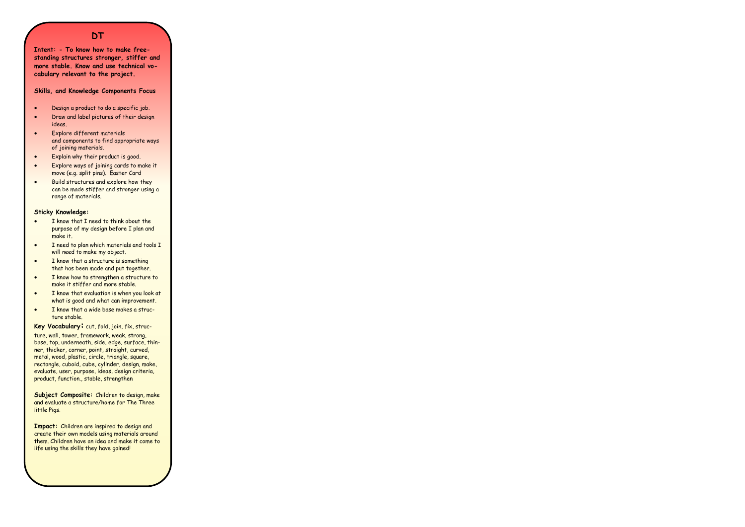# DT

**Intent: - To know how to make free-standing structures stronger, stiffer and more stable. Know and use technical vocabulary relevant to the project.**

**Skills, and Knowledge Components Focus**

- Design a product to do a specific job.
- Draw and label pictures of their design ideas.
- Explore different materials and components to find appropriate ways of joining materials.
- Explain why their product is good.
- Explore ways of joining cards to make it move (e.g. split pins). Easter Card
- Build structures and explore how they can be made stiffer and stronger using a range of materials.

**Sticky Knowledge:**

- I know that I need to think about the purpose of my design before I plan and make it.
- I need to plan which materials and tools I will need to make my object.
- I know that a structure is something that has been made and put together.
- I know how to strengthen a structure to make it stiffer and more stable.
- I know that evaluation is when you look at what is good and what can improvement.
- I know that a wide base makes a structure stable.

**Key Vocabulary:** cut, fold, join, fix, structure, wall, tower, framework, weak, strong, base, top, underneath, side, edge, surface, thinner, thicker, corner, point, straight, curved, metal, wood, plastic, circle, triangle, square, rectangle, cuboid, cube, cylinder, design, make, evaluate, user, purpose, ideas, design criteria, product, function., stable, strengthen

**Subject Composite:** Children to design, make and evaluate a structure/home for The Three little Pigs.

**Impact:** Children are inspired to design and create their own models using materials around them. Children have an idea and make it come to life using the skills they have gained!